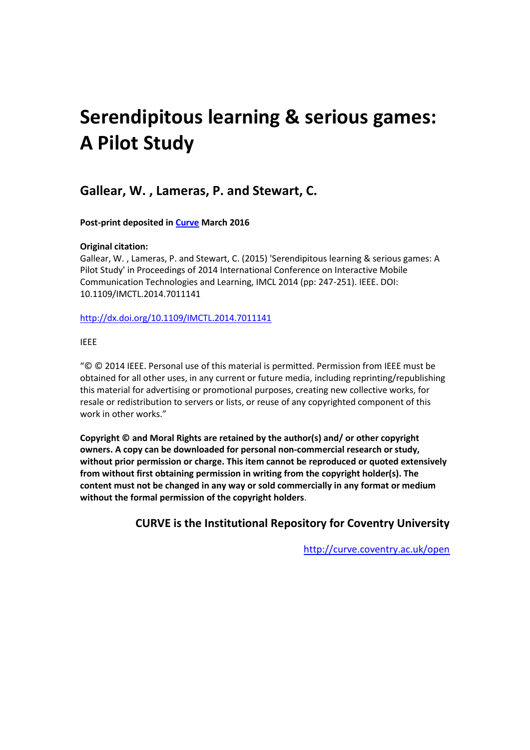# Serendipitous learning & serious games: A Pilot Study

## Gallear, W. , Lameras, P. and Stewart, C.

**Post-print deposited in Curve March 2016**

**Original citation:**
Gallear, W. , Lameras, P. and Stewart, C. (2015) 'Serendipitous learning & serious games: A Pilot Study' in Proceedings of 2014 International Conference on Interactive Mobile Communication Technologies and Learning, IMCL 2014 (pp: 247-251). IEEE. DOI: 10.1109/IMCTL.2014.7011141

http://dx.doi.org/10.1109/IMCTL.2014.7011141

IEEE

"© © 2014 IEEE. Personal use of this material is permitted. Permission from IEEE must be obtained for all other uses, in any current or future media, including reprinting/republishing this material for advertising or promotional purposes, creating new collective works, for resale or redistribution to servers or lists, or reuse of any copyrighted component of this work in other works."

**Copyright © and Moral Rights are retained by the author(s) and/ or other copyright owners. A copy can be downloaded for personal non-commercial research or study, without prior permission or charge. This item cannot be reproduced or quoted extensively from without first obtaining permission in writing from the copyright holder(s). The content must not be changed in any way or sold commercially in any format or medium without the formal permission of the copyright holders**.

**CURVE is the Institutional Repository for Coventry University**

http://curve.coventry.ac.uk/open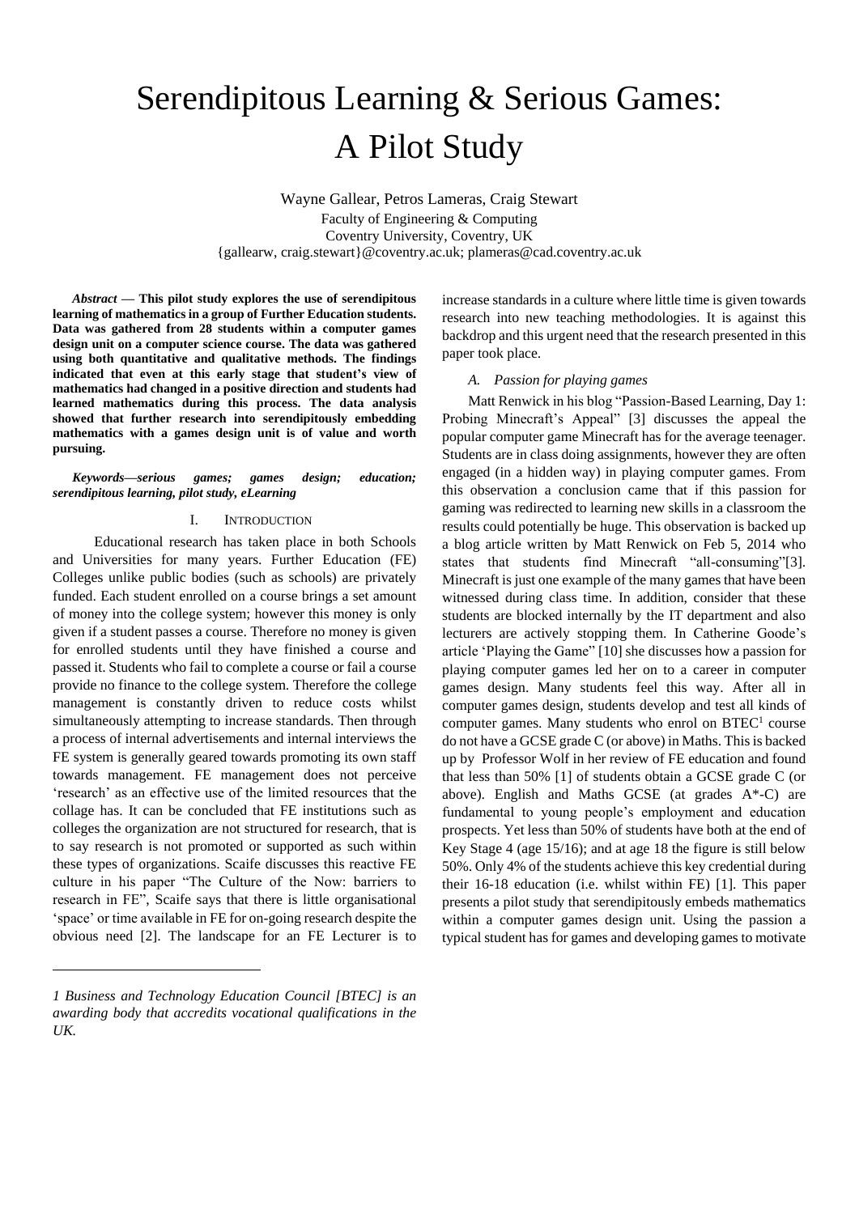# Serendipitous Learning & Serious Games: A Pilot Study

Wayne Gallear, Petros Lameras, Craig Stewart

Faculty of Engineering & Computing
Coventry University, Coventry, UK
{gallearw, craig.stewart}@coventry.ac.uk; plameras@cad.coventry.ac.uk

***Abstract* — This pilot study explores the use of serendipitous learning of mathematics in a group of Further Education students. Data was gathered from 28 students within a computer games design unit on a computer science course. The data was gathered using both quantitative and qualitative methods. The findings indicated that even at this early stage that student's view of mathematics had changed in a positive direction and students had learned mathematics during this process. The data analysis showed that further research into serendipitously embedding mathematics with a games design unit is of value and worth pursuing.**

***Keywords—serious games; games design; education; serendipitous learning, pilot study, eLearning***

## I. Introduction

Educational research has taken place in both Schools and Universities for many years. Further Education (FE) Colleges unlike public bodies (such as schools) are privately funded. Each student enrolled on a course brings a set amount of money into the college system; however this money is only given if a student passes a course. Therefore no money is given for enrolled students until they have finished a course and passed it. Students who fail to complete a course or fail a course provide no finance to the college system. Therefore the college management is constantly driven to reduce costs whilst simultaneously attempting to increase standards. Then through a process of internal advertisements and internal interviews the FE system is generally geared towards promoting its own staff towards management. FE management does not perceive 'research' as an effective use of the limited resources that the collage has. It can be concluded that FE institutions such as colleges the organization are not structured for research, that is to say research is not promoted or supported as such within these types of organizations. Scaife discusses this reactive FE culture in his paper "The Culture of the Now: barriers to research in FE", Scaife says that there is little organisational 'space' or time available in FE for on-going research despite the obvious need [2]. The landscape for an FE Lecturer is to increase standards in a culture where little time is given towards research into new teaching methodologies. It is against this backdrop and this urgent need that the research presented in this paper took place.

### *A. Passion for playing games*

Matt Renwick in his blog "Passion-Based Learning, Day 1: Probing Minecraft's Appeal" [3] discusses the appeal the popular computer game Minecraft has for the average teenager. Students are in class doing assignments, however they are often engaged (in a hidden way) in playing computer games. From this observation a conclusion came that if this passion for gaming was redirected to learning new skills in a classroom the results could potentially be huge. This observation is backed up a blog article written by Matt Renwick on Feb 5, 2014 who states that students find Minecraft "all-consuming"[3]. Minecraft is just one example of the many games that have been witnessed during class time. In addition, consider that these students are blocked internally by the IT department and also lecturers are actively stopping them. In Catherine Goode's article 'Playing the Game" [10] she discusses how a passion for playing computer games led her on to a career in computer games design. Many students feel this way. After all in computer games design, students develop and test all kinds of computer games. Many students who enrol on BTEC[1] course do not have a GCSE grade C (or above) in Maths. This is backed up by Professor Wolf in her review of FE education and found that less than 50% [1] of students obtain a GCSE grade C (or above). English and Maths GCSE (at grades A*-C) are fundamental to young people's employment and education prospects. Yet less than 50% of students have both at the end of Key Stage 4 (age 15/16); and at age 18 the figure is still below 50%. Only 4% of the students achieve this key credential during their 16-18 education (i.e. whilst within FE) [1]. This paper presents a pilot study that serendipitously embeds mathematics within a computer games design unit. Using the passion a typical student has for games and developing games to motivate

*1 Business and Technology Education Council [BTEC] is an awarding body that accredits vocational qualifications in the UK.*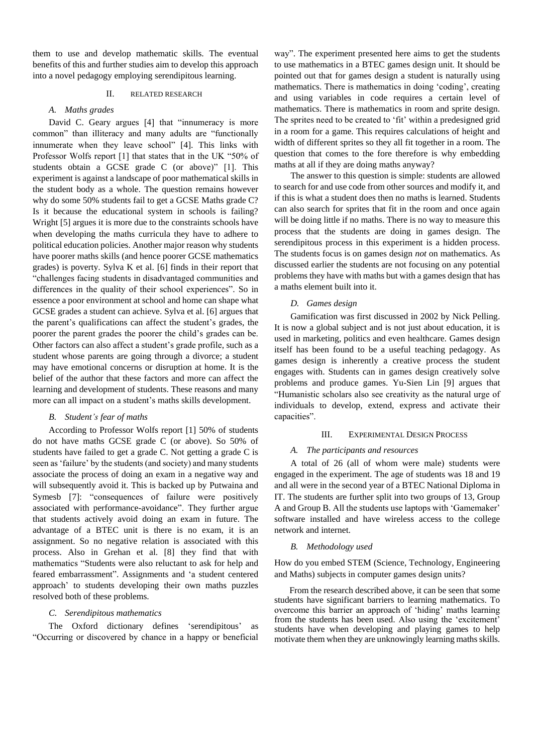them to use and develop mathematic skills. The eventual benefits of this and further studies aim to develop this approach into a novel pedagogy employing serendipitous learning.

## II. Related Research

### A. Maths grades

David C. Geary argues [4] that "innumeracy is more common" than illiteracy and many adults are "functionally innumerate when they leave school" [4]. This links with Professor Wolfs report [1] that states that in the UK "50% of students obtain a GCSE grade C (or above)" [1]. This experiment is against a landscape of poor mathematical skills in the student body as a whole. The question remains however why do some 50% students fail to get a GCSE Maths grade C? Is it because the educational system in schools is failing? Wright [5] argues it is more due to the constraints schools have when developing the maths curricula they have to adhere to political education policies. Another major reason why students have poorer maths skills (and hence poorer GCSE mathematics grades) is poverty. Sylva K et al. [6] finds in their report that "challenges facing students in disadvantaged communities and differences in the quality of their school experiences". So in essence a poor environment at school and home can shape what GCSE grades a student can achieve. Sylva et al. [6] argues that the parent's qualifications can affect the student's grades, the poorer the parent grades the poorer the child's grades can be. Other factors can also affect a student's grade profile, such as a student whose parents are going through a divorce; a student may have emotional concerns or disruption at home. It is the belief of the author that these factors and more can affect the learning and development of students. These reasons and many more can all impact on a student's maths skills development.

### B. Student's fear of maths

According to Professor Wolfs report [1] 50% of students do not have maths GCSE grade C (or above). So 50% of students have failed to get a grade C. Not getting a grade C is seen as 'failure' by the students (and society) and many students associate the process of doing an exam in a negative way and will subsequently avoid it. This is backed up by Putwaina and Symesb [7]: "consequences of failure were positively associated with performance-avoidance". They further argue that students actively avoid doing an exam in future. The advantage of a BTEC unit is there is no exam, it is an assignment. So no negative relation is associated with this process. Also in Grehan et al. [8] they find that with mathematics "Students were also reluctant to ask for help and feared embarrassment". Assignments and 'a student centered approach' to students developing their own maths puzzles resolved both of these problems.

### C. Serendipitous mathematics

The Oxford dictionary defines 'serendipitous' as "Occurring or discovered by chance in a happy or beneficial way". The experiment presented here aims to get the students to use mathematics in a BTEC games design unit. It should be pointed out that for games design a student is naturally using mathematics. There is mathematics in doing 'coding', creating and using variables in code requires a certain level of mathematics. There is mathematics in room and sprite design. The sprites need to be created to 'fit' within a predesigned grid in a room for a game. This requires calculations of height and width of different sprites so they all fit together in a room. The question that comes to the fore therefore is why embedding maths at all if they are doing maths anyway?

The answer to this question is simple: students are allowed to search for and use code from other sources and modify it, and if this is what a student does then no maths is learned. Students can also search for sprites that fit in the room and once again will be doing little if no maths. There is no way to measure this process that the students are doing in games design. The serendipitous process in this experiment is a hidden process. The students focus is on games design *not* on mathematics. As discussed earlier the students are not focusing on any potential problems they have with maths but with a games design that has a maths element built into it.

### D. Games design

Gamification was first discussed in 2002 by Nick Pelling. It is now a global subject and is not just about education, it is used in marketing, politics and even healthcare. Games design itself has been found to be a useful teaching pedagogy. As games design is inherently a creative process the student engages with. Students can in games design creatively solve problems and produce games. Yu-Sien Lin [9] argues that "Humanistic scholars also see creativity as the natural urge of individuals to develop, extend, express and activate their capacities".

## III. Experimental Design Process

### A. The participants and resources

A total of 26 (all of whom were male) students were engaged in the experiment. The age of students was 18 and 19 and all were in the second year of a BTEC National Diploma in IT. The students are further split into two groups of 13, Group A and Group B. All the students use laptops with 'Gamemaker' software installed and have wireless access to the college network and internet.

### B. Methodology used

How do you embed STEM (Science, Technology, Engineering and Maths) subjects in computer games design units?

From the research described above, it can be seen that some students have significant barriers to learning mathematics. To overcome this barrier an approach of 'hiding' maths learning from the students has been used. Also using the 'excitement' students have when developing and playing games to help motivate them when they are unknowingly learning maths skills.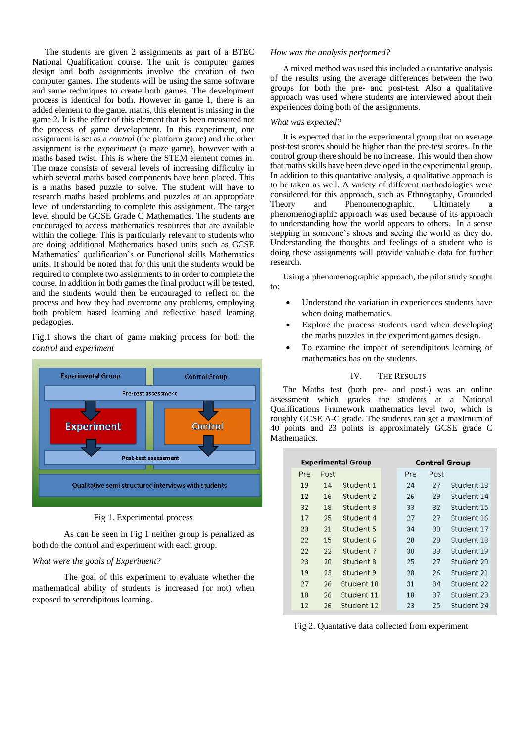The students are given 2 assignments as part of a BTEC National Qualification course. The unit is computer games design and both assignments involve the creation of two computer games. The students will be using the same software and same techniques to create both games. The development process is identical for both. However in game 1, there is an added element to the game, maths, this element is missing in the game 2. It is the effect of this element that is been measured not the process of game development. In this experiment, one assignment is set as a *control* (the platform game) and the other assignment is the *experiment* (a maze game), however with a maths based twist. This is where the STEM element comes in. The maze consists of several levels of increasing difficulty in which several maths based components have been placed. This is a maths based puzzle to solve. The student will have to research maths based problems and puzzles at an appropriate level of understanding to complete this assignment. The target level should be GCSE Grade C Mathematics. The students are encouraged to access mathematics resources that are available within the college. This is particularly relevant to students who are doing additional Mathematics based units such as GCSE Mathematics' qualification's or Functional skills Mathematics units. It should be noted that for this unit the students would be required to complete two assignments to in order to complete the course. In addition in both games the final product will be tested, and the students would then be encouraged to reflect on the process and how they had overcome any problems, employing both problem based learning and reflective based learning pedagogies.

Fig.1 shows the chart of game making process for both the *control* and *experiment*

Experimental Group
Control Group
Pre-test assessment
Experiment
Control
Post-test assessment
Qualitative semi structured interviews with students

Fig 1. Experimental process

As can be seen in Fig 1 neither group is penalized as both do the control and experiment with each group.

*What were the goals of Experiment?*

The goal of this experiment to evaluate whether the mathematical ability of students is increased (or not) when exposed to serendipitous learning.

*How was the analysis performed?*

A mixed method was used this included a quantative analysis of the results using the average differences between the two groups for both the pre- and post-test. Also a qualitative approach was used where students are interviewed about their experiences doing both of the assignments.

*What was expected?*

It is expected that in the experimental group that on average post-test scores should be higher than the pre-test scores. In the control group there should be no increase. This would then show that maths skills have been developed in the experimental group. In addition to this quantative analysis, a qualitative approach is to be taken as well. A variety of different methodologies were considered for this approach, such as Ethnography, Grounded Theory and Phenomenographic. Ultimately a phenomenographic approach was used because of its approach to understanding how the world appears to others. In a sense stepping in someone's shoes and seeing the world as they do. Understanding the thoughts and feelings of a student who is doing these assignments will provide valuable data for further research.

Using a phenomenographic approach, the pilot study sought to:

- Understand the variation in experiences students have when doing mathematics.
- Explore the process students used when developing the maths puzzles in the experiment games design.
- To examine the impact of serendipitous learning of mathematics has on the students.

## IV. The Results

The Maths test (both pre- and post-) was an online assessment which grades the students at a National Qualifications Framework mathematics level two, which is roughly GCSE A-C grade. The students can get a maximum of 40 points and 23 points is approximately GCSE grade C Mathematics.

| Experimental Group | | | Control Group | | |
|---|---|---|---|---|---|
| Pre | Post | | Pre | Post | |
| 19 | 14 | Student 1 | 24 | 27 | Student 13 |
| 12 | 16 | Student 2 | 26 | 29 | Student 14 |
| 32 | 18 | Student 3 | 33 | 32 | Student 15 |
| 17 | 25 | Student 4 | 27 | 27 | Student 16 |
| 23 | 21 | Student 5 | 34 | 30 | Student 17 |
| 22 | 15 | Student 6 | 20 | 28 | Student 18 |
| 22 | 22 | Student 7 | 30 | 33 | Student 19 |
| 23 | 20 | Student 8 | 25 | 27 | Student 20 |
| 19 | 23 | Student 9 | 28 | 26 | Student 21 |
| 27 | 26 | Student 10 | 31 | 34 | Student 22 |
| 18 | 26 | Student 11 | 18 | 37 | Student 23 |
| 12 | 26 | Student 12 | 23 | 25 | Student 24 |

Fig 2. Quantative data collected from experiment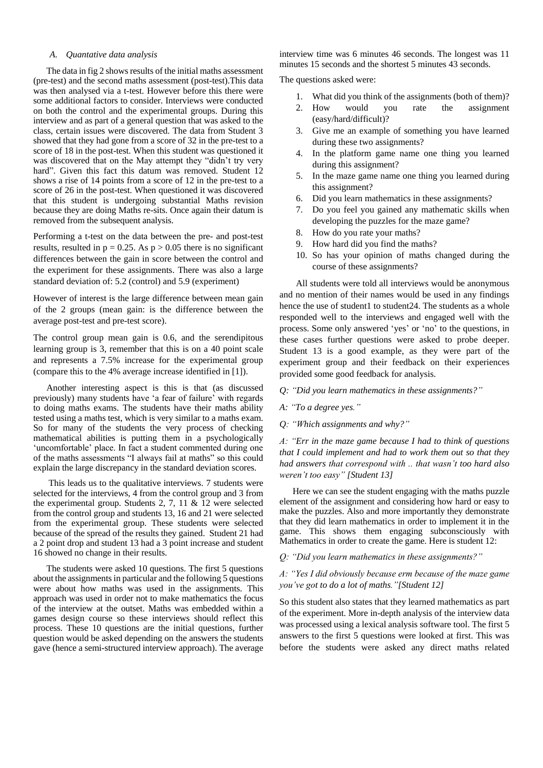### A. Quantative data analysis

The data in fig 2 shows results of the initial maths assessment (pre-test) and the second maths assessment (post-test).This data was then analysed via a t-test. However before this there were some additional factors to consider. Interviews were conducted on both the control and the experimental groups. During this interview and as part of a general question that was asked to the class, certain issues were discovered. The data from Student 3 showed that they had gone from a score of 32 in the pre-test to a score of 18 in the post-test. When this student was questioned it was discovered that on the May attempt they "didn't try very hard". Given this fact this datum was removed. Student 12 shows a rise of 14 points from a score of 12 in the pre-test to a score of 26 in the post-test. When questioned it was discovered that this student is undergoing substantial Maths revision because they are doing Maths re-sits. Once again their datum is removed from the subsequent analysis.

Performing a t-test on the data between the pre- and post-test results, resulted in $p = 0.25$. As $p > 0.05$ there is no significant differences between the gain in score between the control and the experiment for these assignments. There was also a large standard deviation of: 5.2 (control) and 5.9 (experiment)

However of interest is the large difference between mean gain of the 2 groups (mean gain: is the difference between the average post-test and pre-test score).

The control group mean gain is 0.6, and the serendipitous learning group is 3, remember that this is on a 40 point scale and represents a 7.5% increase for the experimental group (compare this to the 4% average increase identified in [1]).

Another interesting aspect is this is that (as discussed previously) many students have 'a fear of failure' with regards to doing maths exams. The students have their maths ability tested using a maths test, which is very similar to a maths exam. So for many of the students the very process of checking mathematical abilities is putting them in a psychologically 'uncomfortable' place. In fact a student commented during one of the maths assessments "I always fail at maths" so this could explain the large discrepancy in the standard deviation scores.

This leads us to the qualitative interviews. 7 students were selected for the interviews, 4 from the control group and 3 from the experimental group. Students 2, 7, 11 & 12 were selected from the control group and students 13, 16 and 21 were selected from the experimental group. These students were selected because of the spread of the results they gained. Student 21 had a 2 point drop and student 13 had a 3 point increase and student 16 showed no change in their results.

The students were asked 10 questions. The first 5 questions about the assignments in particular and the following 5 questions were about how maths was used in the assignments. This approach was used in order not to make mathematics the focus of the interview at the outset. Maths was embedded within a games design course so these interviews should reflect this process. These 10 questions are the initial questions, further question would be asked depending on the answers the students gave (hence a semi-structured interview approach). The average interview time was 6 minutes 46 seconds. The longest was 11 minutes 15 seconds and the shortest 5 minutes 43 seconds.

The questions asked were:

1. What did you think of the assignments (both of them)?
2. How would you rate the assignment (easy/hard/difficult)?
3. Give me an example of something you have learned during these two assignments?
4. In the platform game name one thing you learned during this assignment?
5. In the maze game name one thing you learned during this assignment?
6. Did you learn mathematics in these assignments?
7. Do you feel you gained any mathematic skills when developing the puzzles for the maze game?
8. How do you rate your maths?
9. How hard did you find the maths?
10. So has your opinion of maths changed during the course of these assignments?

All students were told all interviews would be anonymous and no mention of their names would be used in any findings hence the use of student1 to student24. The students as a whole responded well to the interviews and engaged well with the process. Some only answered 'yes' or 'no' to the questions, in these cases further questions were asked to probe deeper. Student 13 is a good example, as they were part of the experiment group and their feedback on their experiences provided some good feedback for analysis.

*Q: "Did you learn mathematics in these assignments?"*

*A: "To a degree yes."*

*Q: "Which assignments and why?"*

*A: "Err in the maze game because I had to think of questions that I could implement and had to work them out so that they had answers that correspond with .. that wasn't too hard also weren't too easy" [Student 13]*

Here we can see the student engaging with the maths puzzle element of the assignment and considering how hard or easy to make the puzzles. Also and more importantly they demonstrate that they did learn mathematics in order to implement it in the game. This shows them engaging subconsciously with Mathematics in order to create the game. Here is student 12:

*Q: "Did you learn mathematics in these assignments?"*

*A: "Yes I did obviously because erm because of the maze game you've got to do a lot of maths."[Student 12]*

So this student also states that they learned mathematics as part of the experiment. More in-depth analysis of the interview data was processed using a lexical analysis software tool. The first 5 answers to the first 5 questions were looked at first. This was before the students were asked any direct maths related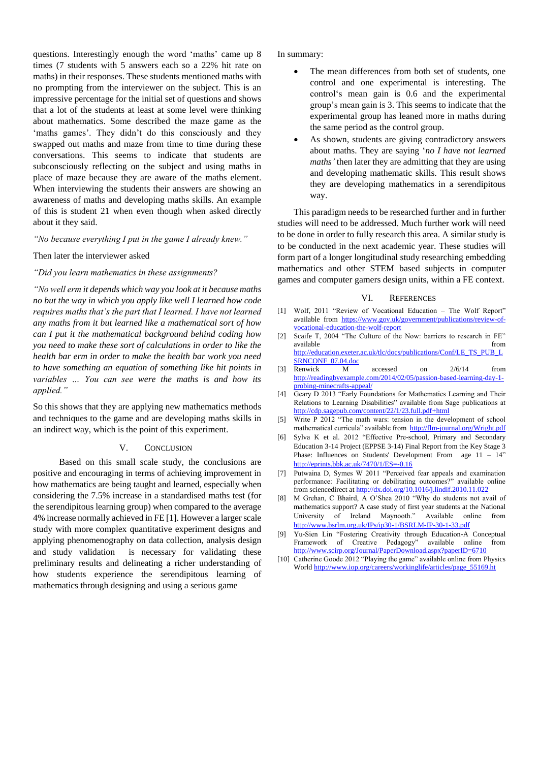questions. Interestingly enough the word 'maths' came up 8 times (7 students with 5 answers each so a 22% hit rate on maths) in their responses. These students mentioned maths with no prompting from the interviewer on the subject. This is an impressive percentage for the initial set of questions and shows that a lot of the students at least at some level were thinking about mathematics. Some described the maze game as the 'maths games'. They didn't do this consciously and they swapped out maths and maze from time to time during these conversations. This seems to indicate that students are subconsciously reflecting on the subject and using maths in place of maze because they are aware of the maths element. When interviewing the students their answers are showing an awareness of maths and developing maths skills. An example of this is student 21 when even though when asked directly about it they said.

*"No because everything I put in the game I already knew."*

Then later the interviewer asked

*"Did you learn mathematics in these assignments?*

*"No well erm it depends which way you look at it because maths no but the way in which you apply like well I learned how code requires maths that's the part that I learned. I have not learned any maths from it but learned like a mathematical sort of how can I put it the mathematical background behind coding how you need to make these sort of calculations in order to like the health bar erm in order to make the health bar work you need to have something an equation of something like hit points in variables … You can see were the maths is and how its applied."*

So this shows that they are applying new mathematics methods and techniques to the game and are developing maths skills in an indirect way, which is the point of this experiment.

## V. Conclusion

Based on this small scale study, the conclusions are positive and encouraging in terms of achieving improvement in how mathematics are being taught and learned, especially when considering the 7.5% increase in a standardised maths test (for the serendipitous learning group) when compared to the average 4% increase normally achieved in FE [1]. However a larger scale study with more complex quantitative experiment designs and applying phenomenography on data collection, analysis design and study validation is necessary for validating these preliminary results and delineating a richer understanding of how students experience the serendipitous learning of mathematics through designing and using a serious game

In summary:

- The mean differences from both set of students, one control and one experimental is interesting. The control's mean gain is 0.6 and the experimental group's mean gain is 3. This seems to indicate that the experimental group has leaned more in maths during the same period as the control group.
- As shown, students are giving contradictory answers about maths. They are saying '*no I have not learned maths'* then later they are admitting that they are using and developing mathematic skills. This result shows they are developing mathematics in a serendipitous way.

This paradigm needs to be researched further and in further studies will need to be addressed. Much further work will need to be done in order to fully research this area. A similar study is to be conducted in the next academic year. These studies will form part of a longer longitudinal study researching embedding mathematics and other STEM based subjects in computer games and computer gamers design units, within a FE context.

## VI. References

[1] Wolf, 2011 "Review of Vocational Education – The Wolf Report" available from https://www.gov.uk/government/publications/review-of-vocational-education-the-wolf-report

[2] Scaife T, 2004 "The Culture of the Now: barriers to research in FE" available from http://education.exeter.ac.uk/tlc/docs/publications/Conf/LE_TS_PUB_LSRNCONF_07.04.doc

[3] Renwick M accessed on 2/6/14 from http://readingbyexample.com/2014/02/05/passion-based-learning-day-1-probing-minecrafts-appeal/

[4] Geary D 2013 "Early Foundations for Mathematics Learning and Their Relations to Learning Disabilities" available from Sage publications at http://cdp.sagepub.com/content/22/1/23.full.pdf+html

[5] Write P 2012 "The math wars: tension in the development of school mathematical curricula" available from http://flm-journal.org/Wright.pdf

[6] Sylva K et al. 2012 "Effective Pre-school, Primary and Secondary Education 3-14 Project (EPPSE 3-14) Final Report from the Key Stage 3 Phase: Influences on Students' Development From age 11 – 14" http://eprints.bbk.ac.uk/7470/1/ES=-0.16

[7] Putwaina D, Symes W 2011 "Perceived fear appeals and examination performance: Facilitating or debilitating outcomes?" available online from sciencedirect at http://dx.doi.org/10.1016/j.lindif.2010.11.022

[8] M Grehan, C Bhaird, A O'Shea 2010 "Why do students not avail of mathematics support? A case study of first year students at the National University of Ireland Maynooth." Available online from http://www.bsrlm.org.uk/IPs/ip30-1/BSRLM-IP-30-1-33.pdf

[9] Yu-Sien Lin "Fostering Creativity through Education-A Conceptual Framework of Creative Pedagogy" available online from http://www.scirp.org/Journal/PaperDownload.aspx?paperID=6710

[10] Catherine Goode 2012 "Playing the game" available online from Physics World http://www.iop.org/careers/workinglife/articles/page_55169.ht